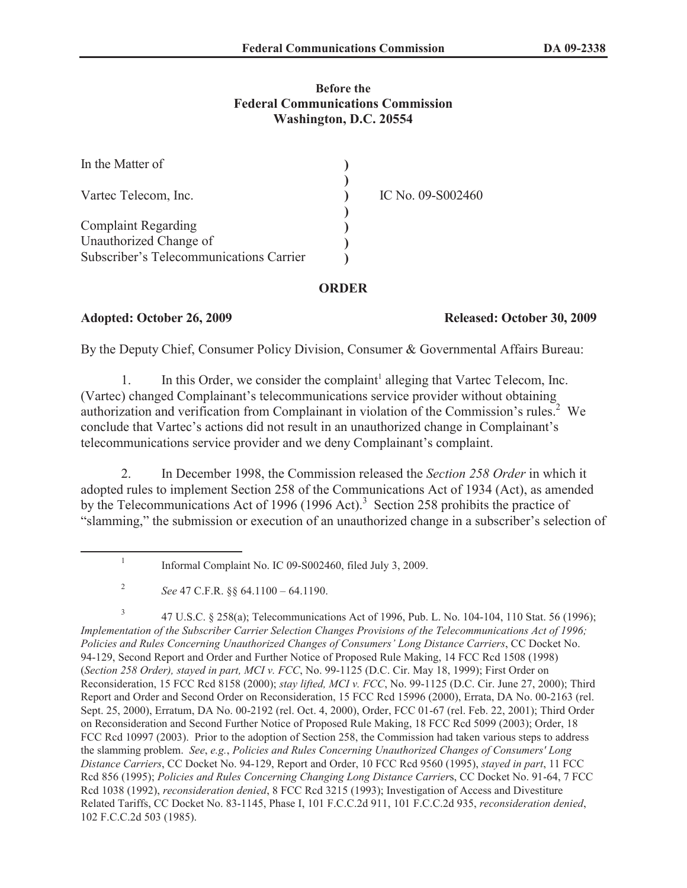**Before the**
**Federal Communications Commission**
**Washington, D.C. 20554**

| | | |
|---|---|---|
| In the Matter of | ) | |
| | ) | |
| Vartec Telecom, Inc. | ) | IC No. 09-S002460 |
| | ) | |
| Complaint Regarding | ) | |
| Unauthorized Change of | ) | |
| Subscriber's Telecommunications Carrier | ) | |

## ORDER

**Adopted: October 26, 2009** **Released: October 30, 2009**

By the Deputy Chief, Consumer Policy Division, Consumer & Governmental Affairs Bureau:

1. In this Order, we consider the complaint[1] alleging that Vartec Telecom, Inc. (Vartec) changed Complainant's telecommunications service provider without obtaining authorization and verification from Complainant in violation of the Commission's rules.[2] We conclude that Vartec's actions did not result in an unauthorized change in Complainant's telecommunications service provider and we deny Complainant's complaint.

2. In December 1998, the Commission released the *Section 258 Order* in which it adopted rules to implement Section 258 of the Communications Act of 1934 (Act), as amended by the Telecommunications Act of 1996 (1996 Act).[3] Section 258 prohibits the practice of "slamming," the submission or execution of an unauthorized change in a subscriber's selection of

---

[1] Informal Complaint No. IC 09-S002460, filed July 3, 2009.

[2] *See* 47 C.F.R. §§ 64.1100 – 64.1190.

[3] 47 U.S.C. § 258(a); Telecommunications Act of 1996, Pub. L. No. 104-104, 110 Stat. 56 (1996); *Implementation of the Subscriber Carrier Selection Changes Provisions of the Telecommunications Act of 1996; Policies and Rules Concerning Unauthorized Changes of Consumers' Long Distance Carriers*, CC Docket No. 94-129, Second Report and Order and Further Notice of Proposed Rule Making, 14 FCC Rcd 1508 (1998) (*Section 258 Order), stayed in part, MCI v. FCC*, No. 99-1125 (D.C. Cir. May 18, 1999); First Order on Reconsideration, 15 FCC Rcd 8158 (2000); *stay lifted, MCI v. FCC*, No. 99-1125 (D.C. Cir. June 27, 2000); Third Report and Order and Second Order on Reconsideration, 15 FCC Rcd 15996 (2000), Errata, DA No. 00-2163 (rel. Sept. 25, 2000), Erratum, DA No. 00-2192 (rel. Oct. 4, 2000), Order, FCC 01-67 (rel. Feb. 22, 2001); Third Order on Reconsideration and Second Further Notice of Proposed Rule Making, 18 FCC Rcd 5099 (2003); Order, 18 FCC Rcd 10997 (2003). Prior to the adoption of Section 258, the Commission had taken various steps to address the slamming problem. *See*, *e.g.*, *Policies and Rules Concerning Unauthorized Changes of Consumers' Long Distance Carriers*, CC Docket No. 94-129, Report and Order, 10 FCC Rcd 9560 (1995), *stayed in part*, 11 FCC Rcd 856 (1995); *Policies and Rules Concerning Changing Long Distance Carrier*s, CC Docket No. 91-64, 7 FCC Rcd 1038 (1992), *reconsideration denied*, 8 FCC Rcd 3215 (1993); Investigation of Access and Divestiture Related Tariffs, CC Docket No. 83-1145, Phase I, 101 F.C.C.2d 911, 101 F.C.C.2d 935, *reconsideration denied*, 102 F.C.C.2d 503 (1985).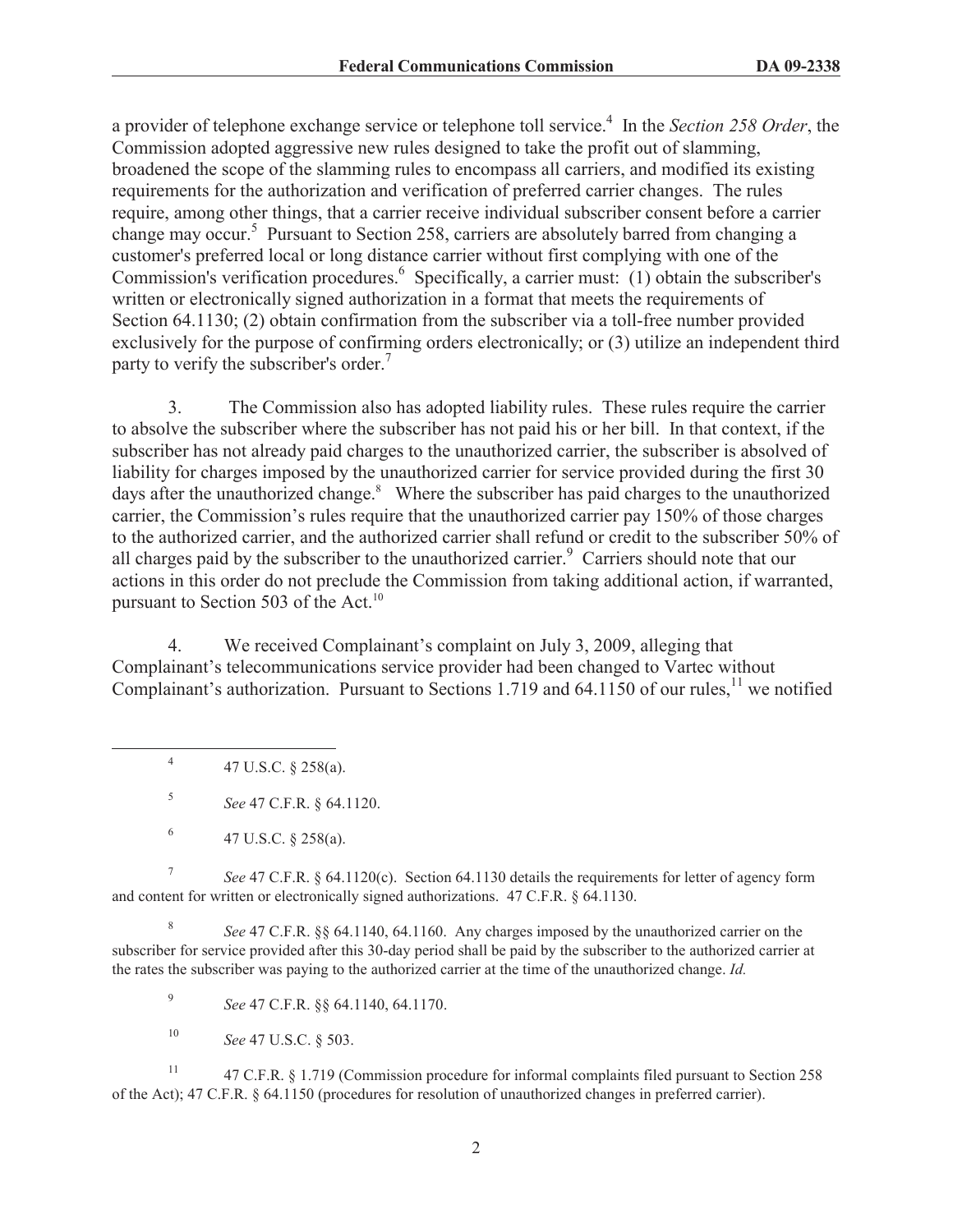a provider of telephone exchange service or telephone toll service.[4] In the *Section 258 Order*, the Commission adopted aggressive new rules designed to take the profit out of slamming, broadened the scope of the slamming rules to encompass all carriers, and modified its existing requirements for the authorization and verification of preferred carrier changes. The rules require, among other things, that a carrier receive individual subscriber consent before a carrier change may occur.[5] Pursuant to Section 258, carriers are absolutely barred from changing a customer's preferred local or long distance carrier without first complying with one of the Commission's verification procedures.[6] Specifically, a carrier must: (1) obtain the subscriber's written or electronically signed authorization in a format that meets the requirements of Section 64.1130; (2) obtain confirmation from the subscriber via a toll-free number provided exclusively for the purpose of confirming orders electronically; or (3) utilize an independent third party to verify the subscriber's order.[7]

3. The Commission also has adopted liability rules. These rules require the carrier to absolve the subscriber where the subscriber has not paid his or her bill. In that context, if the subscriber has not already paid charges to the unauthorized carrier, the subscriber is absolved of liability for charges imposed by the unauthorized carrier for service provided during the first 30 days after the unauthorized change.[8] Where the subscriber has paid charges to the unauthorized carrier, the Commission's rules require that the unauthorized carrier pay 150% of those charges to the authorized carrier, and the authorized carrier shall refund or credit to the subscriber 50% of all charges paid by the subscriber to the unauthorized carrier.[9] Carriers should note that our actions in this order do not preclude the Commission from taking additional action, if warranted, pursuant to Section 503 of the Act.[10]

4. We received Complainant's complaint on July 3, 2009, alleging that Complainant's telecommunications service provider had been changed to Vartec without Complainant's authorization. Pursuant to Sections 1.719 and 64.1150 of our rules,[11] we notified

---

[4] 47 U.S.C. § 258(a).

[5] *See* 47 C.F.R. § 64.1120.

[6] 47 U.S.C. § 258(a).

[7] *See* 47 C.F.R. § 64.1120(c). Section 64.1130 details the requirements for letter of agency form and content for written or electronically signed authorizations. 47 C.F.R. § 64.1130.

[8] *See* 47 C.F.R. §§ 64.1140, 64.1160. Any charges imposed by the unauthorized carrier on the subscriber for service provided after this 30-day period shall be paid by the subscriber to the authorized carrier at the rates the subscriber was paying to the authorized carrier at the time of the unauthorized change. *Id.*

[9] *See* 47 C.F.R. §§ 64.1140, 64.1170.

[10] *See* 47 U.S.C. § 503.

[11] 47 C.F.R. § 1.719 (Commission procedure for informal complaints filed pursuant to Section 258 of the Act); 47 C.F.R. § 64.1150 (procedures for resolution of unauthorized changes in preferred carrier).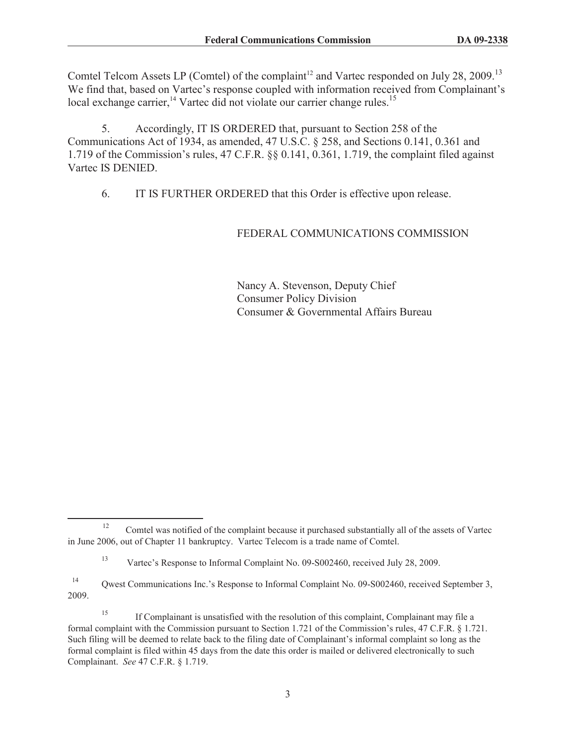Comtel Telcom Assets LP (Comtel) of the complaint[12] and Vartec responded on July 28, 2009.[13] We find that, based on Vartec's response coupled with information received from Complainant's local exchange carrier,[14] Vartec did not violate our carrier change rules.[15]

5. Accordingly, IT IS ORDERED that, pursuant to Section 258 of the Communications Act of 1934, as amended, 47 U.S.C. § 258, and Sections 0.141, 0.361 and 1.719 of the Commission's rules, 47 C.F.R. §§ 0.141, 0.361, 1.719, the complaint filed against Vartec IS DENIED.

6. IT IS FURTHER ORDERED that this Order is effective upon release.

FEDERAL COMMUNICATIONS COMMISSION

Nancy A. Stevenson, Deputy Chief
Consumer Policy Division
Consumer & Governmental Affairs Bureau

---

[12] Comtel was notified of the complaint because it purchased substantially all of the assets of Vartec in June 2006, out of Chapter 11 bankruptcy. Vartec Telecom is a trade name of Comtel.

[13] Vartec's Response to Informal Complaint No. 09-S002460, received July 28, 2009.

[14] Qwest Communications Inc.'s Response to Informal Complaint No. 09-S002460, received September 3, 2009.

[15] If Complainant is unsatisfied with the resolution of this complaint, Complainant may file a formal complaint with the Commission pursuant to Section 1.721 of the Commission's rules, 47 C.F.R. § 1.721. Such filing will be deemed to relate back to the filing date of Complainant's informal complaint so long as the formal complaint is filed within 45 days from the date this order is mailed or delivered electronically to such Complainant. *See* 47 C.F.R. § 1.719.